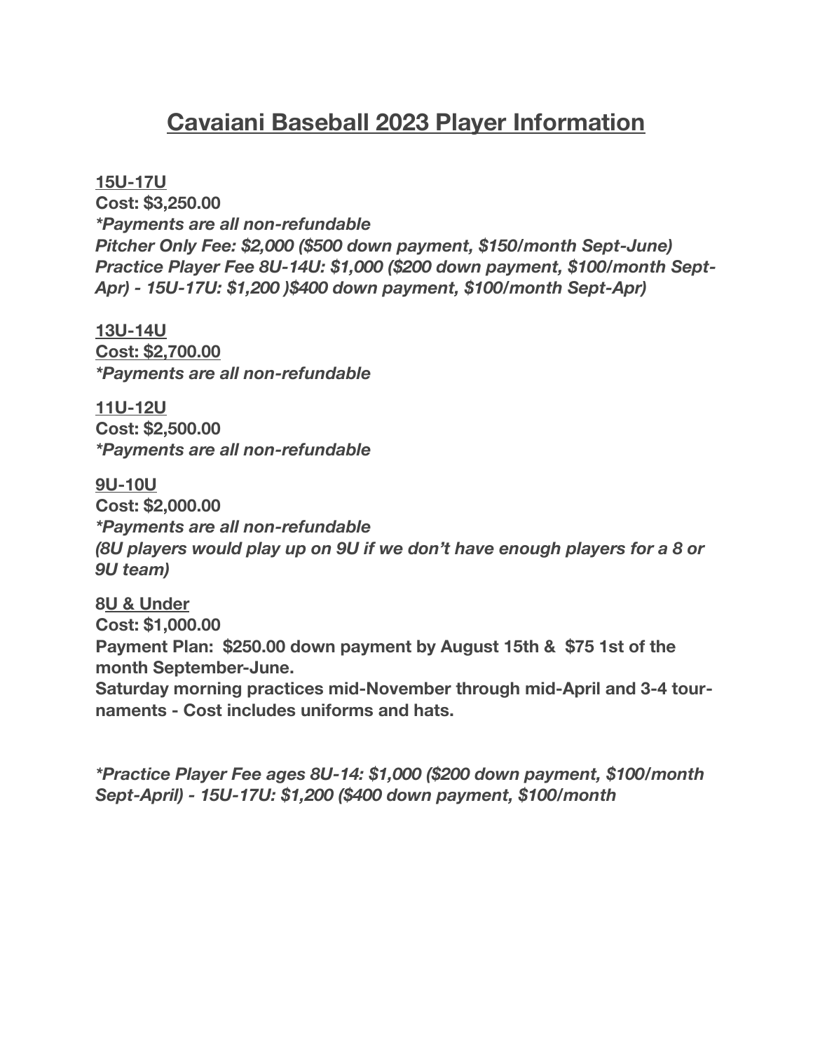# Cavaiani Baseball 2023 Player Information

<u>**15U-17U**</u>
**Cost: $3,250.00**
***Payments are all non-refundable**
***Pitcher Only Fee: $2,000 ($500 down payment, $150/month Sept-June)***
***Practice Player Fee 8U-14U: $1,000 ($200 down payment, $100/month Sept-Apr) - 15U-17U: $1,200 )$400 down payment, $100/month Sept-Apr)***

<u>**13U-14U**</u>
<u>**Cost: $2,700.00**</u>
***Payments are all non-refundable**

<u>**11U-12U**</u>
**Cost: $2,500.00**
***Payments are all non-refundable**

<u>**9U-10U**</u>
**Cost: $2,000.00**
***Payments are all non-refundable**
***(8U players would play up on 9U if we don't have enough players for a 8 or 9U team)***

**8<u>U & Under</u>**
**Cost: $1,000.00**
**Payment Plan: $250.00 down payment by August 15th & $75 1st of the month September-June.**
**Saturday morning practices mid-November through mid-April and 3-4 tournaments - Cost includes uniforms and hats.**

***Practice Player Fee ages 8U-14: $1,000 ($200 down payment, $100/month Sept-April) - 15U-17U: $1,200 ($400 down payment, $100/month**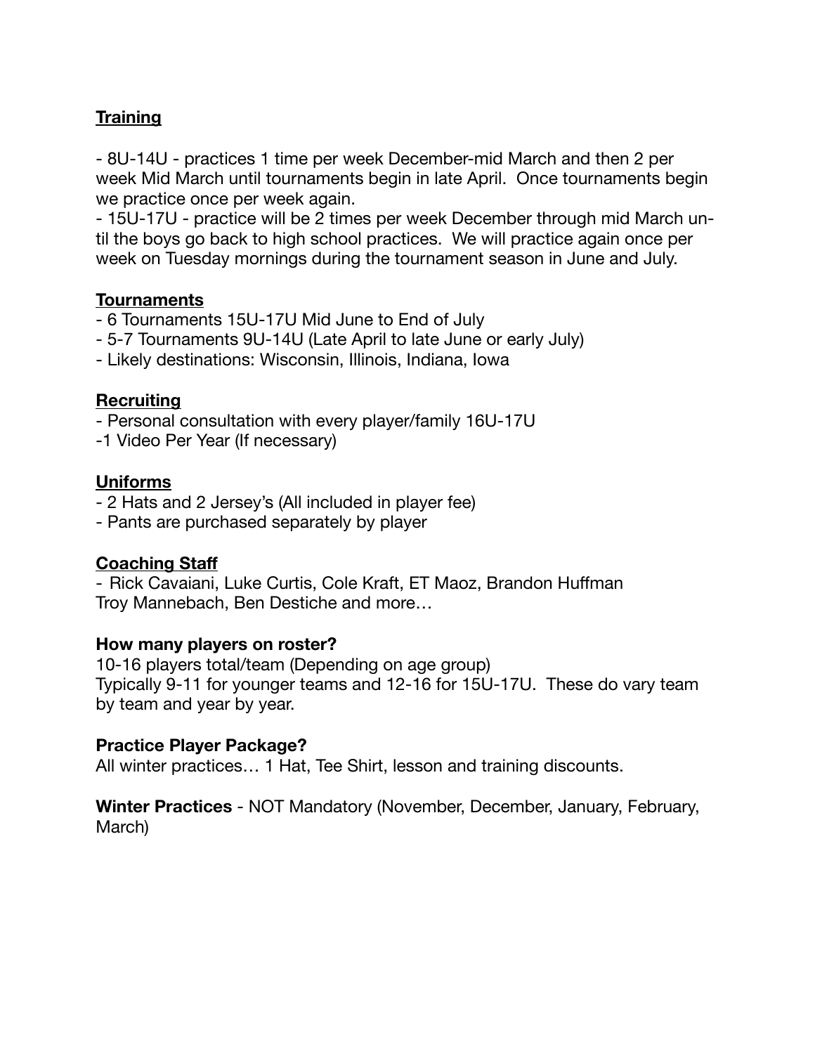**Training**

- 8U-14U - practices 1 time per week December-mid March and then 2 per week Mid March until tournaments begin in late April. Once tournaments begin we practice once per week again.
- 15U-17U - practice will be 2 times per week December through mid March until the boys go back to high school practices. We will practice again once per week on Tuesday mornings during the tournament season in June and July.

**Tournaments**

- 6 Tournaments 15U-17U Mid June to End of July
- 5-7 Tournaments 9U-14U (Late April to late June or early July)
- Likely destinations: Wisconsin, Illinois, Indiana, Iowa

**Recruiting**

- Personal consultation with every player/family 16U-17U
- 1 Video Per Year (If necessary)

**Uniforms**

- 2 Hats and 2 Jersey's (All included in player fee)
- Pants are purchased separately by player

**Coaching Staff**

- Rick Cavaiani, Luke Curtis, Cole Kraft, ET Maoz, Brandon Huffman Troy Mannebach, Ben Destiche and more…

**How many players on roster?**

10-16 players total/team (Depending on age group)
Typically 9-11 for younger teams and 12-16 for 15U-17U. These do vary team by team and year by year.

**Practice Player Package?**

All winter practices… 1 Hat, Tee Shirt, lesson and training discounts.

**Winter Practices** - NOT Mandatory (November, December, January, February, March)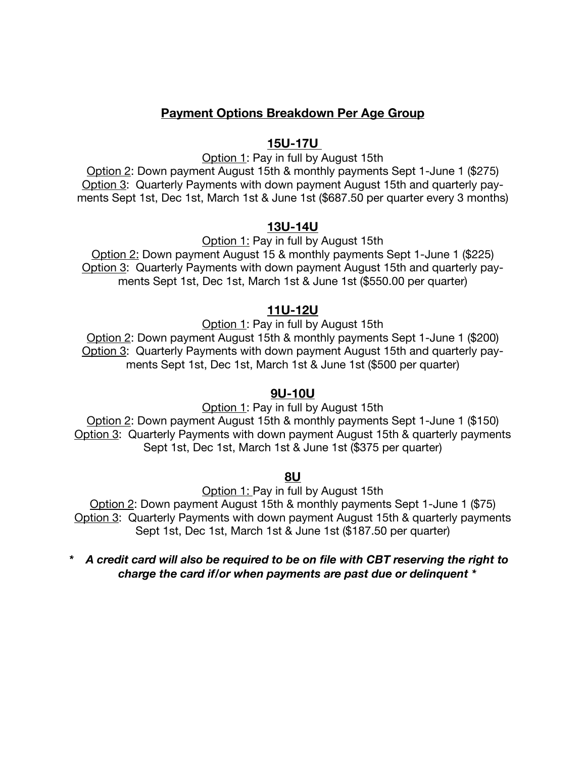## Payment Options Breakdown Per Age Group

### 15U-17U

Option 1: Pay in full by August 15th

Option 2: Down payment August 15th & monthly payments Sept 1-June 1 ($275)

Option 3: Quarterly Payments with down payment August 15th and quarterly payments Sept 1st, Dec 1st, March 1st & June 1st ($687.50 per quarter every 3 months)

### 13U-14U

Option 1: Pay in full by August 15th

Option 2: Down payment August 15 & monthly payments Sept 1-June 1 ($225)

Option 3: Quarterly Payments with down payment August 15th and quarterly payments Sept 1st, Dec 1st, March 1st & June 1st ($550.00 per quarter)

### 11U-12U

Option 1: Pay in full by August 15th

Option 2: Down payment August 15th & monthly payments Sept 1-June 1 ($200)

Option 3: Quarterly Payments with down payment August 15th and quarterly payments Sept 1st, Dec 1st, March 1st & June 1st ($500 per quarter)

### 9U-10U

Option 1: Pay in full by August 15th

Option 2: Down payment August 15th & monthly payments Sept 1-June 1 ($150)

Option 3: Quarterly Payments with down payment August 15th & quarterly payments Sept 1st, Dec 1st, March 1st & June 1st ($375 per quarter)

### 8U

Option 1: Pay in full by August 15th

Option 2: Down payment August 15th & monthly payments Sept 1-June 1 ($75)

Option 3: Quarterly Payments with down payment August 15th & quarterly payments Sept 1st, Dec 1st, March 1st & June 1st ($187.50 per quarter)

***\* A credit card will also be required to be on file with CBT reserving the right to charge the card if/or when payments are past due or delinquent \****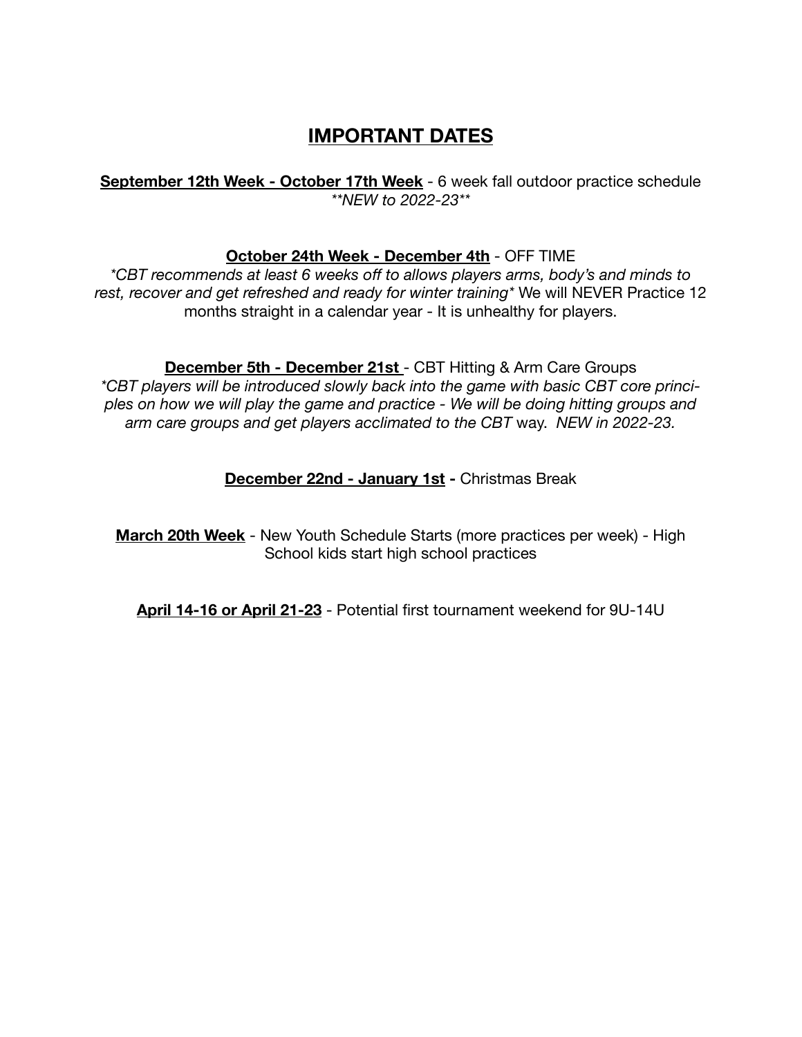# IMPORTANT DATES

**<u>September 12th Week - October 17th Week</u>** - 6 week fall outdoor practice schedule
*\*\*NEW to 2022-23\*\**

**<u>October 24th Week - December 4th</u>** - OFF TIME
*\*CBT recommends at least 6 weeks off to allows players arms, body's and minds to rest, recover and get refreshed and ready for winter training\** We will NEVER Practice 12 months straight in a calendar year - It is unhealthy for players.

**<u>December 5th - December 21st</u>** - CBT Hitting & Arm Care Groups
*\*CBT players will be introduced slowly back into the game with basic CBT core principles on how we will play the game and practice - We will be doing hitting groups and arm care groups and get players acclimated to the CBT* way. *NEW in 2022-23.*

**<u>December 22nd - January 1st</u> -** Christmas Break

**<u>March 20th Week</u>** - New Youth Schedule Starts (more practices per week) - High School kids start high school practices

**<u>April 14-16 or April 21-23</u>** - Potential first tournament weekend for 9U-14U